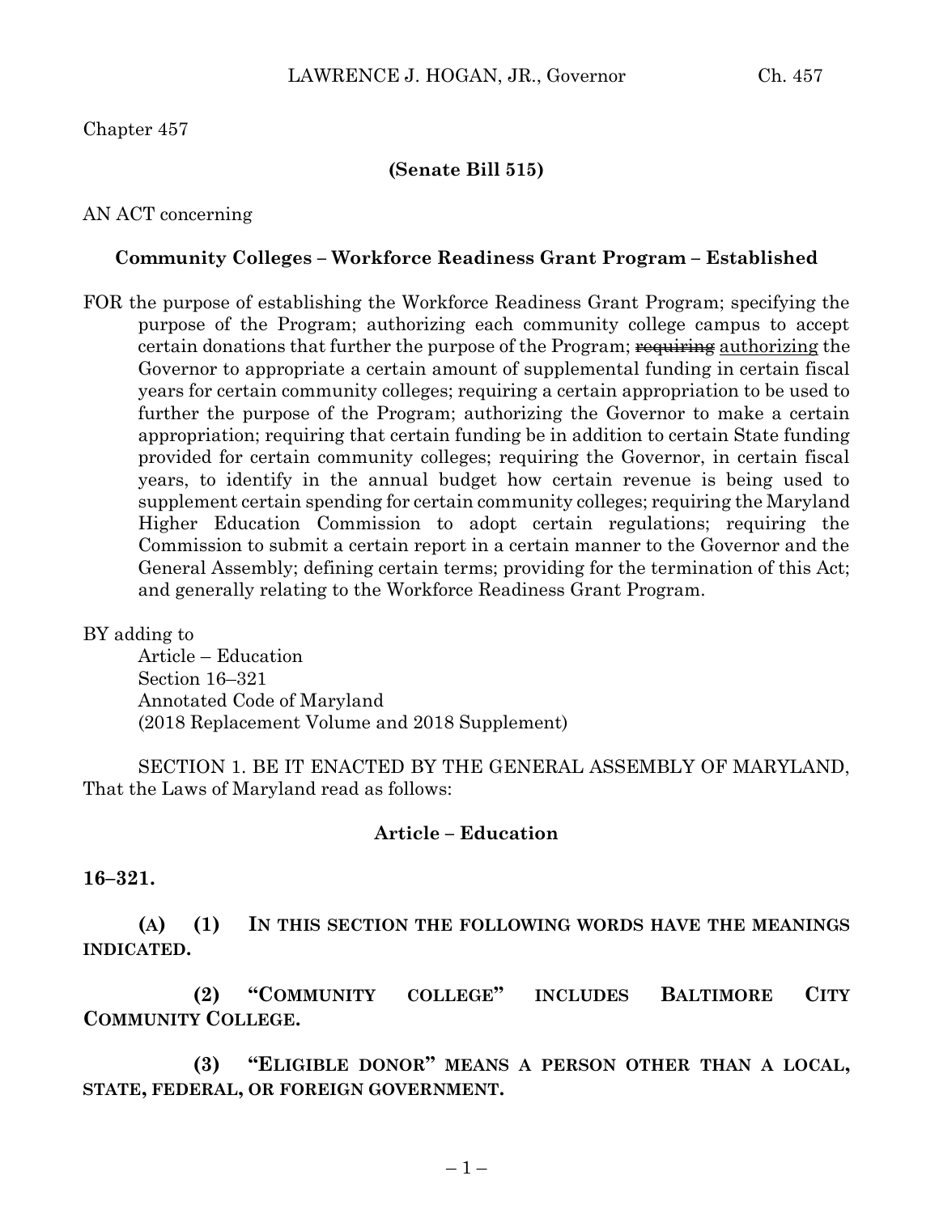Chapter 457

**(Senate Bill 515)**

AN ACT concerning

**Community Colleges – Workforce Readiness Grant Program – Established**

FOR the purpose of establishing the Workforce Readiness Grant Program; specifying the purpose of the Program; authorizing each community college campus to accept certain donations that further the purpose of the Program; ~~requiring~~ authorizing the Governor to appropriate a certain amount of supplemental funding in certain fiscal years for certain community colleges; requiring a certain appropriation to be used to further the purpose of the Program; authorizing the Governor to make a certain appropriation; requiring that certain funding be in addition to certain State funding provided for certain community colleges; requiring the Governor, in certain fiscal years, to identify in the annual budget how certain revenue is being used to supplement certain spending for certain community colleges; requiring the Maryland Higher Education Commission to adopt certain regulations; requiring the Commission to submit a certain report in a certain manner to the Governor and the General Assembly; defining certain terms; providing for the termination of this Act; and generally relating to the Workforce Readiness Grant Program.

BY adding to
Article – Education
Section 16–321
Annotated Code of Maryland
(2018 Replacement Volume and 2018 Supplement)

SECTION 1. BE IT ENACTED BY THE GENERAL ASSEMBLY OF MARYLAND, That the Laws of Maryland read as follows:

**Article – Education**

**16–321.**

**(A) (1) IN THIS SECTION THE FOLLOWING WORDS HAVE THE MEANINGS INDICATED.**

**(2) "COMMUNITY COLLEGE" INCLUDES BALTIMORE CITY COMMUNITY COLLEGE.**

**(3) "ELIGIBLE DONOR" MEANS A PERSON OTHER THAN A LOCAL, STATE, FEDERAL, OR FOREIGN GOVERNMENT.**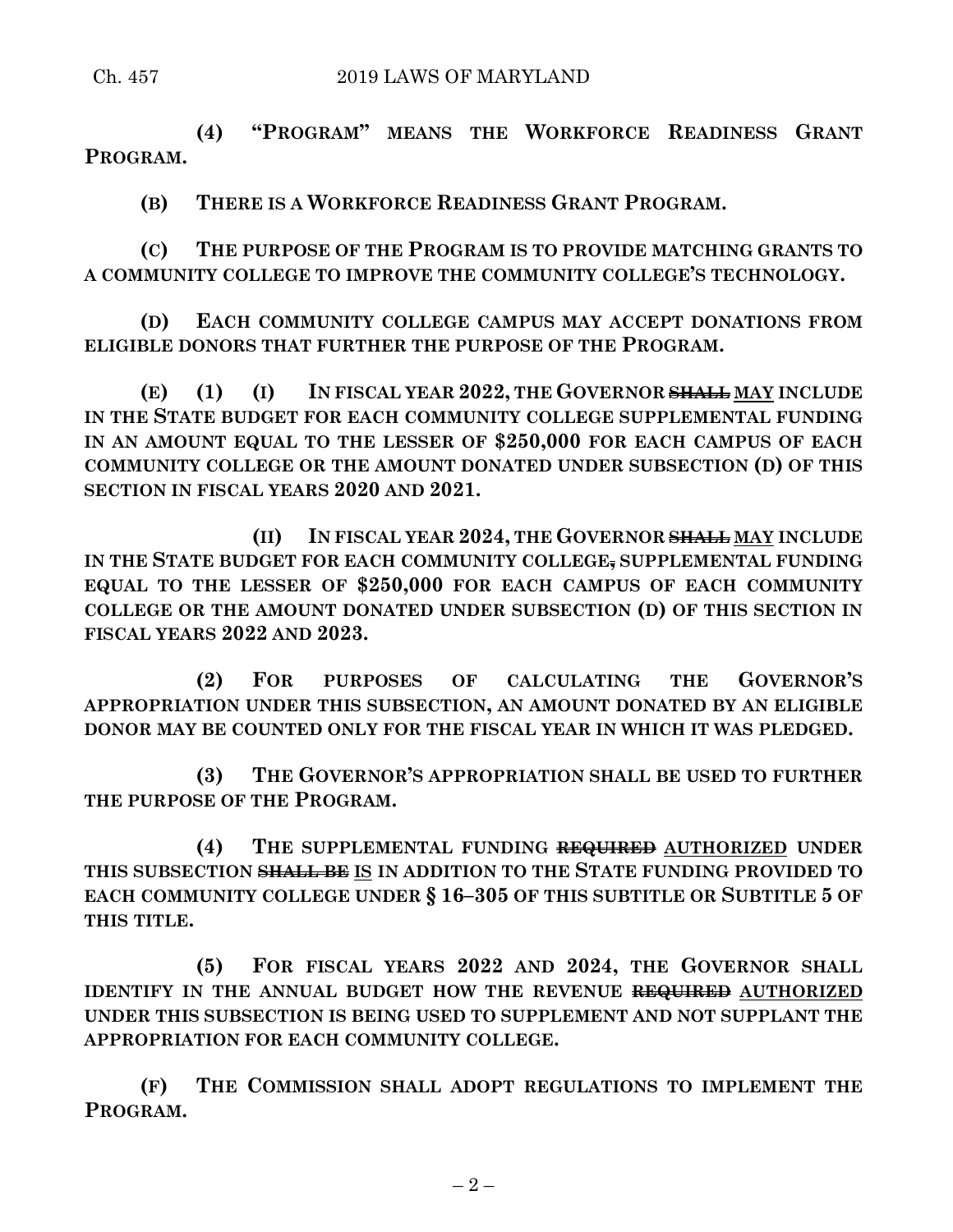**(4) "PROGRAM" MEANS THE WORKFORCE READINESS GRANT PROGRAM.**

**(B) THERE IS A WORKFORCE READINESS GRANT PROGRAM.**

**(C) THE PURPOSE OF THE PROGRAM IS TO PROVIDE MATCHING GRANTS TO A COMMUNITY COLLEGE TO IMPROVE THE COMMUNITY COLLEGE'S TECHNOLOGY.**

**(D) EACH COMMUNITY COLLEGE CAMPUS MAY ACCEPT DONATIONS FROM ELIGIBLE DONORS THAT FURTHER THE PURPOSE OF THE PROGRAM.**

**(E) (1) (I) IN FISCAL YEAR 2022, THE GOVERNOR ~~SHALL~~ MAY INCLUDE IN THE STATE BUDGET FOR EACH COMMUNITY COLLEGE SUPPLEMENTAL FUNDING IN AN AMOUNT EQUAL TO THE LESSER OF $250,000 FOR EACH CAMPUS OF EACH COMMUNITY COLLEGE OR THE AMOUNT DONATED UNDER SUBSECTION (D) OF THIS SECTION IN FISCAL YEARS 2020 AND 2021.**

**(II) IN FISCAL YEAR 2024, THE GOVERNOR ~~SHALL~~ MAY INCLUDE IN THE STATE BUDGET FOR EACH COMMUNITY COLLEGE~~,~~ SUPPLEMENTAL FUNDING EQUAL TO THE LESSER OF $250,000 FOR EACH CAMPUS OF EACH COMMUNITY COLLEGE OR THE AMOUNT DONATED UNDER SUBSECTION (D) OF THIS SECTION IN FISCAL YEARS 2022 AND 2023.**

**(2) FOR PURPOSES OF CALCULATING THE GOVERNOR'S APPROPRIATION UNDER THIS SUBSECTION, AN AMOUNT DONATED BY AN ELIGIBLE DONOR MAY BE COUNTED ONLY FOR THE FISCAL YEAR IN WHICH IT WAS PLEDGED.**

**(3) THE GOVERNOR'S APPROPRIATION SHALL BE USED TO FURTHER THE PURPOSE OF THE PROGRAM.**

**(4) THE SUPPLEMENTAL FUNDING ~~REQUIRED~~ AUTHORIZED UNDER THIS SUBSECTION ~~SHALL BE~~ IS IN ADDITION TO THE STATE FUNDING PROVIDED TO EACH COMMUNITY COLLEGE UNDER § 16–305 OF THIS SUBTITLE OR SUBTITLE 5 OF THIS TITLE.**

**(5) FOR FISCAL YEARS 2022 AND 2024, THE GOVERNOR SHALL IDENTIFY IN THE ANNUAL BUDGET HOW THE REVENUE ~~REQUIRED~~ AUTHORIZED UNDER THIS SUBSECTION IS BEING USED TO SUPPLEMENT AND NOT SUPPLANT THE APPROPRIATION FOR EACH COMMUNITY COLLEGE.**

**(F) THE COMMISSION SHALL ADOPT REGULATIONS TO IMPLEMENT THE PROGRAM.**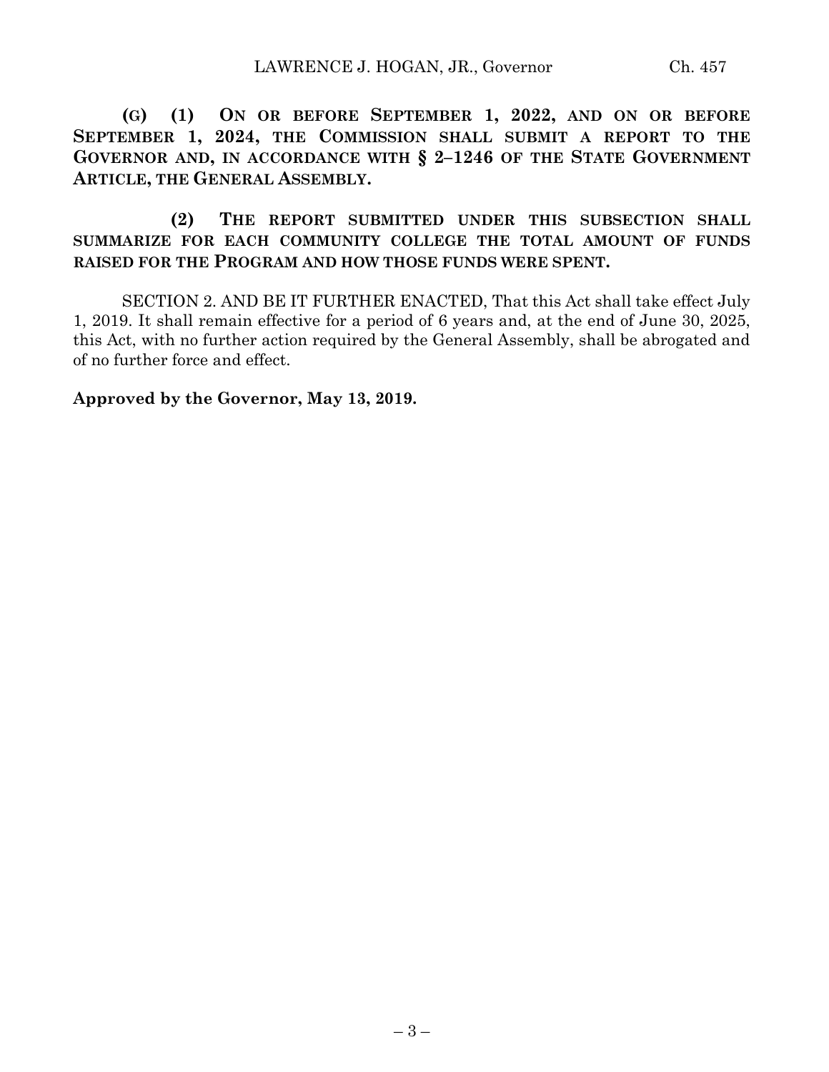**(G) (1) ON OR BEFORE SEPTEMBER 1, 2022, AND ON OR BEFORE SEPTEMBER 1, 2024, THE COMMISSION SHALL SUBMIT A REPORT TO THE GOVERNOR AND, IN ACCORDANCE WITH § 2–1246 OF THE STATE GOVERNMENT ARTICLE, THE GENERAL ASSEMBLY.**

**(2) THE REPORT SUBMITTED UNDER THIS SUBSECTION SHALL SUMMARIZE FOR EACH COMMUNITY COLLEGE THE TOTAL AMOUNT OF FUNDS RAISED FOR THE PROGRAM AND HOW THOSE FUNDS WERE SPENT.**

SECTION 2. AND BE IT FURTHER ENACTED, That this Act shall take effect July 1, 2019. It shall remain effective for a period of 6 years and, at the end of June 30, 2025, this Act, with no further action required by the General Assembly, shall be abrogated and of no further force and effect.

**Approved by the Governor, May 13, 2019.**